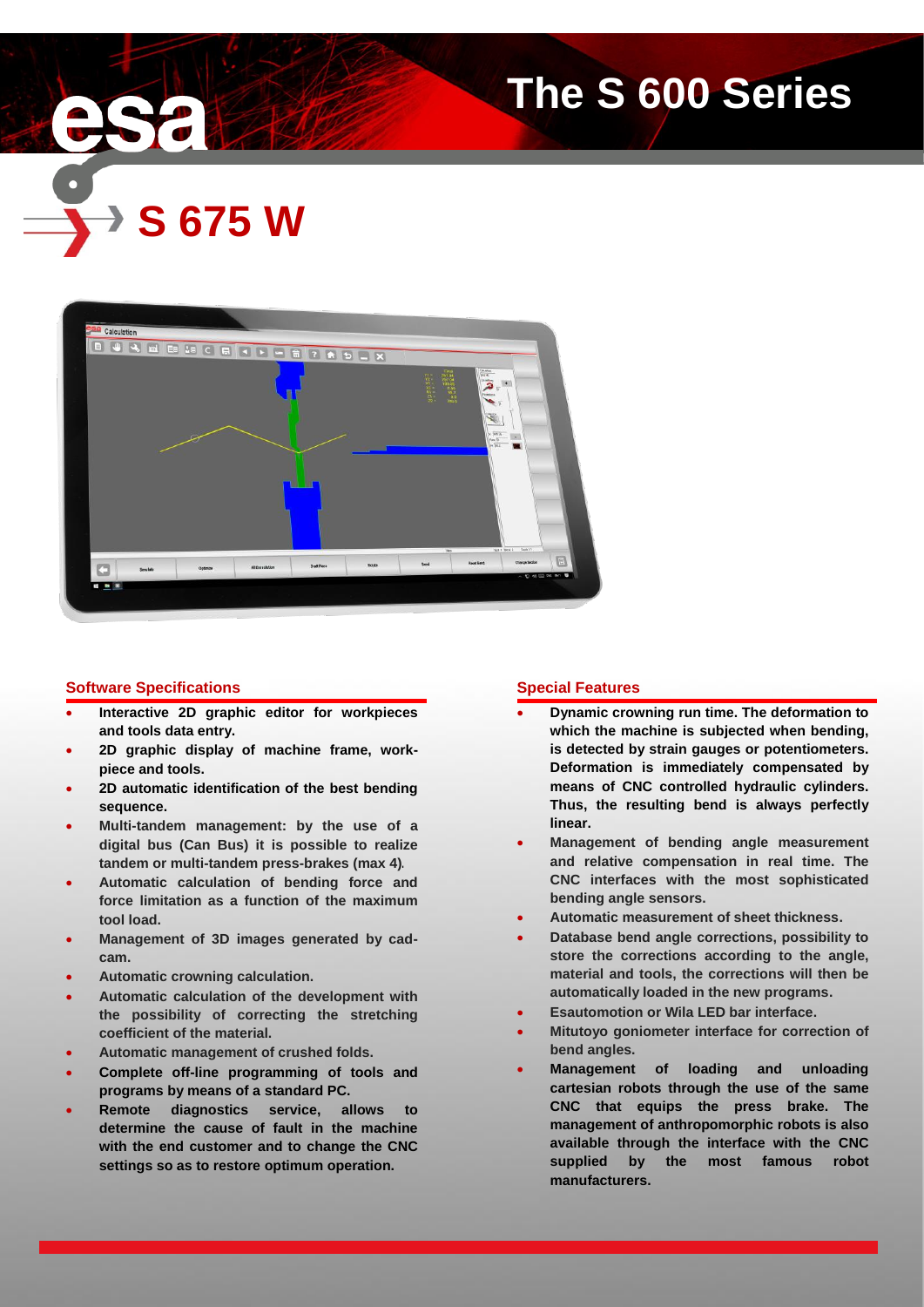# The S 600 Series

# S 675 W

## Software Specifications

- Interactive 2D graphic editor for workpieces and tools data entry.
- 2D graphic display of machine frame, work-piece and tools.
- 2D automatic identification of the best bending sequence.
- Multi-tandem management: by the use of a digital bus (Can Bus) it is possible to realize tandem or multi-tandem press-brakes (max 4).
- Automatic calculation of bending force and force limitation as a function of the maximum tool load.
- Management of 3D images generated by cad-cam.
- Automatic crowning calculation.
- Automatic calculation of the development with the possibility of correcting the stretching coefficient of the material.
- Automatic management of crushed folds.
- Complete off-line programming of tools and programs by means of a standard PC.
- Remote diagnostics service, allows to determine the cause of fault in the machine with the end customer and to change the CNC settings so as to restore optimum operation.

## Special Features

- Dynamic crowning run time. The deformation to which the machine is subjected when bending, is detected by strain gauges or potentiometers. Deformation is immediately compensated by means of CNC controlled hydraulic cylinders. Thus, the resulting bend is always perfectly linear.
- Management of bending angle measurement and relative compensation in real time. The CNC interfaces with the most sophisticated bending angle sensors.
- Automatic measurement of sheet thickness.
- Database bend angle corrections, possibility to store the corrections according to the angle, material and tools, the corrections will then be automatically loaded in the new programs.
- Esautomotion or Wila LED bar interface.
- Mitutoyo goniometer interface for correction of bend angles.
- Management of loading and unloading cartesian robots through the use of the same CNC that equips the press brake. The management of anthropomorphic robots is also available through the interface with the CNC supplied by the most famous robot manufacturers.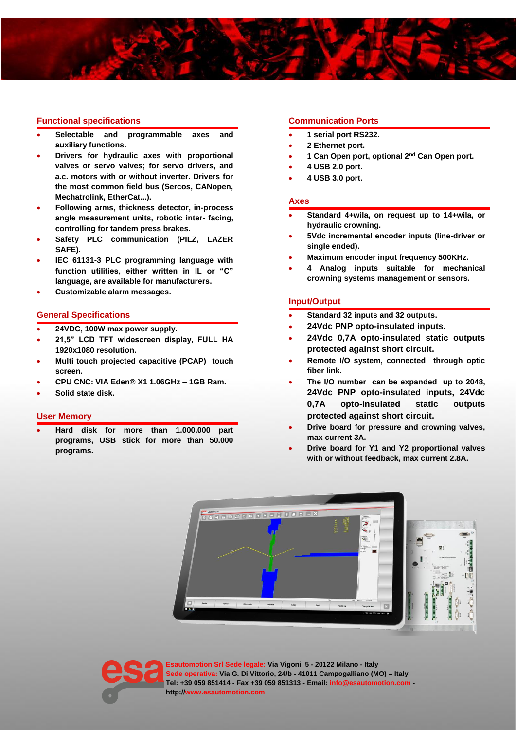## Functional specifications

- **Selectable and programmable axes and auxiliary functions.**
- **Drivers for hydraulic axes with proportional valves or servo valves; for servo drivers, and a.c. motors with or without inverter. Drivers for the most common field bus (Sercos, CANopen, Mechatrolink, EtherCat...).**
- **Following arms, thickness detector, in-process angle measurement units, robotic inter- facing, controlling for tandem press brakes.**
- **Safety PLC communication (PILZ, LAZER SAFE).**
- **IEC 61131-3 PLC programming language with function utilities, either written in IL or "C" language, are available for manufacturers.**
- **Customizable alarm messages.**

## General Specifications

- **24VDC, 100W max power supply.**
- **21,5" LCD TFT widescreen display, FULL HA 1920x1080 resolution.**
- **Multi touch projected capacitive (PCAP) touch screen.**
- **CPU CNC: VIA Eden® X1 1.06GHz – 1GB Ram.**
- **Solid state disk.**

## User Memory

- **Hard disk for more than 1.000.000 part programs, USB stick for more than 50.000 programs.**

## Communication Ports

- **1 serial port RS232.**
- **2 Ethernet port.**
- **1 Can Open port, optional 2nd Can Open port.**
- **4 USB 2.0 port.**
- **4 USB 3.0 port.**

## Axes

- **Standard 4+wila, on request up to 14+wila, or hydraulic crowning.**
- **5Vdc incremental encoder inputs (line-driver or single ended).**
- **Maximum encoder input frequency 500KHz.**
- **4 Analog inputs suitable for mechanical crowning systems management or sensors.**

## Input/Output

- **Standard 32 inputs and 32 outputs.**
- **24Vdc PNP opto-insulated inputs.**
- **24Vdc 0,7A opto-insulated static outputs protected against short circuit.**
- **Remote I/O system, connected through optic fiber link.**
- **The I/O number can be expanded up to 2048, 24Vdc PNP opto-insulated inputs, 24Vdc 0,7A opto-insulated static outputs protected against short circuit.**
- **Drive board for pressure and crowning valves, max current 3A.**
- **Drive board for Y1 and Y2 proportional valves with or without feedback, max current 2.8A.**

**Esautomotion Srl Sede legale:** Via Vigoni, 5 - 20122 Milano - Italy
**Sede operativa:** Via G. Di Vittorio, 24/b - 41011 Campogalliano (MO) – Italy
**Tel: +39 059 851414 - Fax +39 059 851313 - Email: info@esautomotion.com - http://www.esautomotion.com**